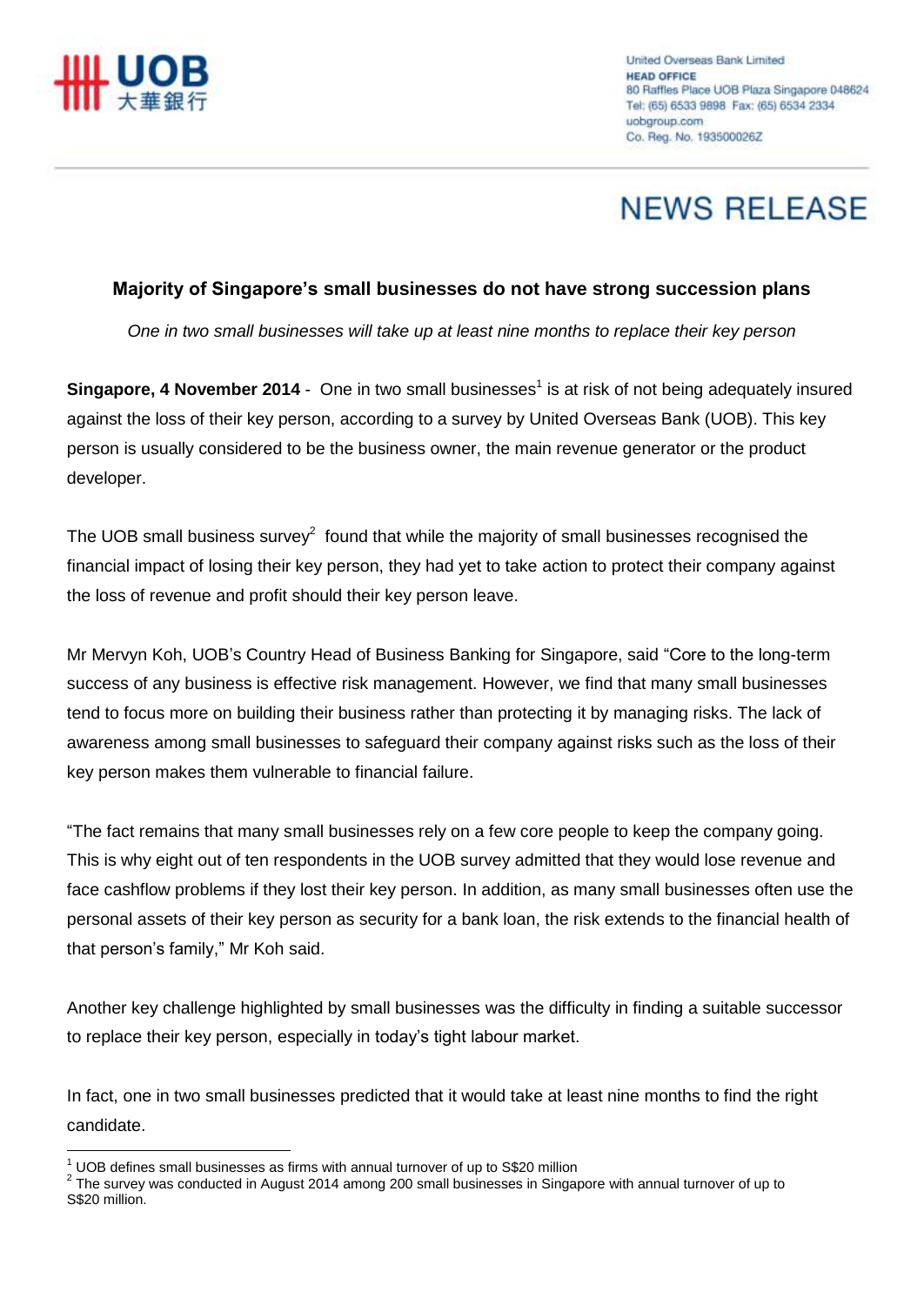United Overseas Bank Limited
**HEAD OFFICE**
80 Raffles Place UOB Plaza Singapore 048624
Tel: (65) 6533 9898 Fax: (65) 6534 2334
uobgroup.com
Co. Reg. No. 193500026Z

# NEWS RELEASE

## Majority of Singapore's small businesses do not have strong succession plans

*One in two small businesses will take up at least nine months to replace their key person*

**Singapore, 4 November 2014** - One in two small businesses[1] is at risk of not being adequately insured against the loss of their key person, according to a survey by United Overseas Bank (UOB). This key person is usually considered to be the business owner, the main revenue generator or the product developer.

The UOB small business survey[2] found that while the majority of small businesses recognised the financial impact of losing their key person, they had yet to take action to protect their company against the loss of revenue and profit should their key person leave.

Mr Mervyn Koh, UOB's Country Head of Business Banking for Singapore, said "Core to the long-term success of any business is effective risk management. However, we find that many small businesses tend to focus more on building their business rather than protecting it by managing risks. The lack of awareness among small businesses to safeguard their company against risks such as the loss of their key person makes them vulnerable to financial failure.

"The fact remains that many small businesses rely on a few core people to keep the company going. This is why eight out of ten respondents in the UOB survey admitted that they would lose revenue and face cashflow problems if they lost their key person. In addition, as many small businesses often use the personal assets of their key person as security for a bank loan, the risk extends to the financial health of that person's family," Mr Koh said.

Another key challenge highlighted by small businesses was the difficulty in finding a suitable successor to replace their key person, especially in today's tight labour market.

In fact, one in two small businesses predicted that it would take at least nine months to find the right candidate.

[1] UOB defines small businesses as firms with annual turnover of up to S$20 million

[2] The survey was conducted in August 2014 among 200 small businesses in Singapore with annual turnover of up to S$20 million.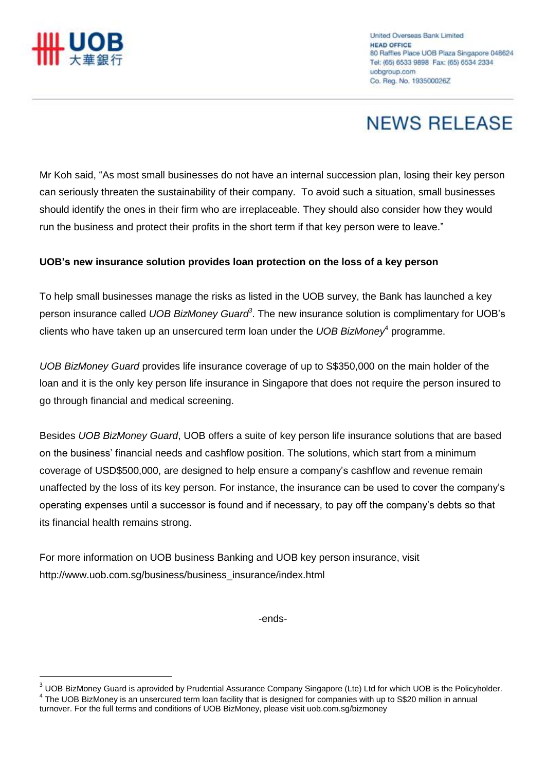Mr Koh said, "As most small businesses do not have an internal succession plan, losing their key person can seriously threaten the sustainability of their company. To avoid such a situation, small businesses should identify the ones in their firm who are irreplaceable. They should also consider how they would run the business and protect their profits in the short term if that key person were to leave."

**UOB's new insurance solution provides loan protection on the loss of a key person**

To help small businesses manage the risks as listed in the UOB survey, the Bank has launched a key person insurance called *UOB BizMoney Guard*[3]. The new insurance solution is complimentary for UOB's clients who have taken up an unsercured term loan under the *UOB BizMoney*[4] programme.

*UOB BizMoney Guard* provides life insurance coverage of up to S$350,000 on the main holder of the loan and it is the only key person life insurance in Singapore that does not require the person insured to go through financial and medical screening.

Besides *UOB BizMoney Guard*, UOB offers a suite of key person life insurance solutions that are based on the business' financial needs and cashflow position. The solutions, which start from a minimum coverage of USD$500,000, are designed to help ensure a company's cashflow and revenue remain unaffected by the loss of its key person. For instance, the insurance can be used to cover the company's operating expenses until a successor is found and if necessary, to pay off the company's debts so that its financial health remains strong.

For more information on UOB business Banking and UOB key person insurance, visit http://www.uob.com.sg/business/business_insurance/index.html

-ends-

[3] UOB BizMoney Guard is aprovided by Prudential Assurance Company Singapore (Lte) Ltd for which UOB is the Policyholder.

[4] The UOB BizMoney is an unsercured term loan facility that is designed for companies with up to S$20 million in annual turnover. For the full terms and conditions of UOB BizMoney, please visit uob.com.sg/bizmoney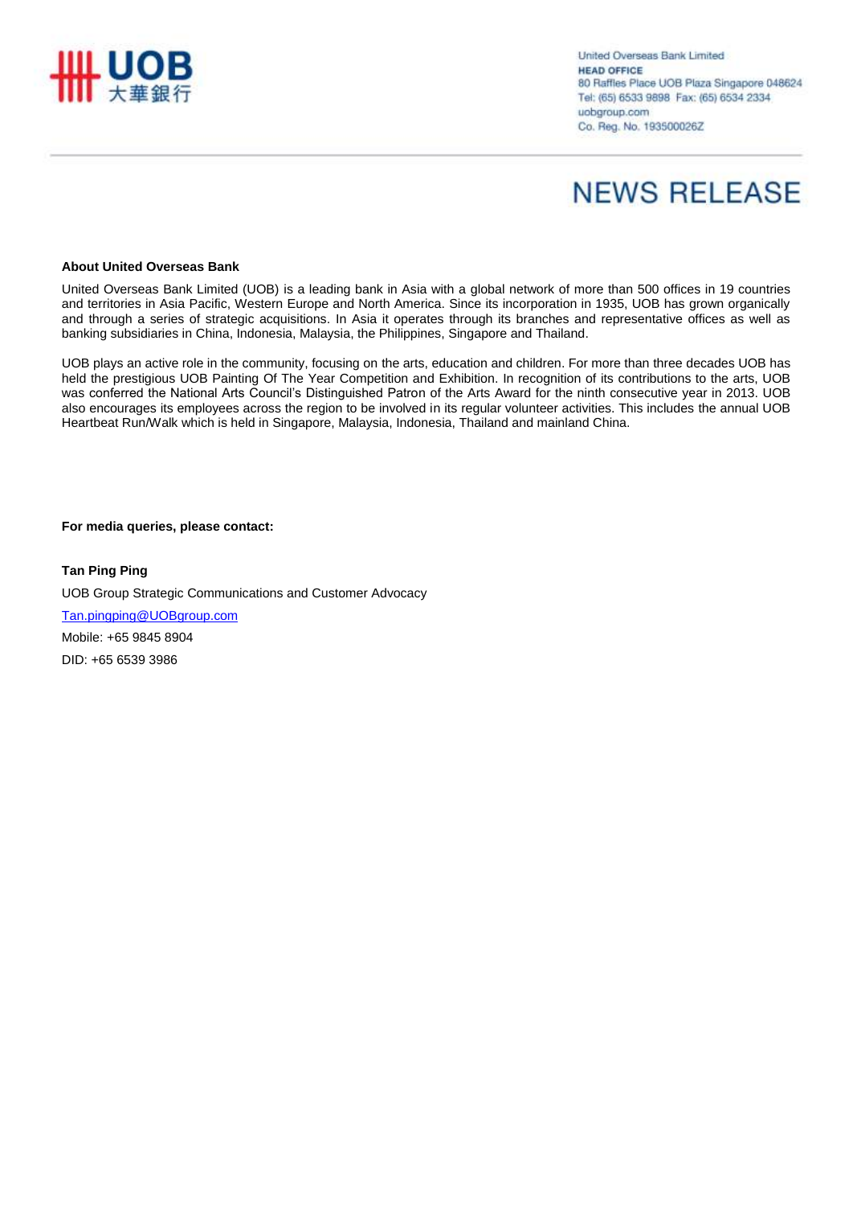United Overseas Bank Limited
**HEAD OFFICE**
80 Raffles Place UOB Plaza Singapore 048624
Tel: (65) 6533 9898 Fax: (65) 6534 2334
uobgroup.com
Co. Reg. No. 193500026Z

# NEWS RELEASE

**About United Overseas Bank**

United Overseas Bank Limited (UOB) is a leading bank in Asia with a global network of more than 500 offices in 19 countries and territories in Asia Pacific, Western Europe and North America. Since its incorporation in 1935, UOB has grown organically and through a series of strategic acquisitions. In Asia it operates through its branches and representative offices as well as banking subsidiaries in China, Indonesia, Malaysia, the Philippines, Singapore and Thailand.

UOB plays an active role in the community, focusing on the arts, education and children. For more than three decades UOB has held the prestigious UOB Painting Of The Year Competition and Exhibition. In recognition of its contributions to the arts, UOB was conferred the National Arts Council's Distinguished Patron of the Arts Award for the ninth consecutive year in 2013. UOB also encourages its employees across the region to be involved in its regular volunteer activities. This includes the annual UOB Heartbeat Run/Walk which is held in Singapore, Malaysia, Indonesia, Thailand and mainland China.

**For media queries, please contact:**

**Tan Ping Ping**

UOB Group Strategic Communications and Customer Advocacy

Tan.pingping@UOBgroup.com

Mobile: +65 9845 8904

DID: +65 6539 3986